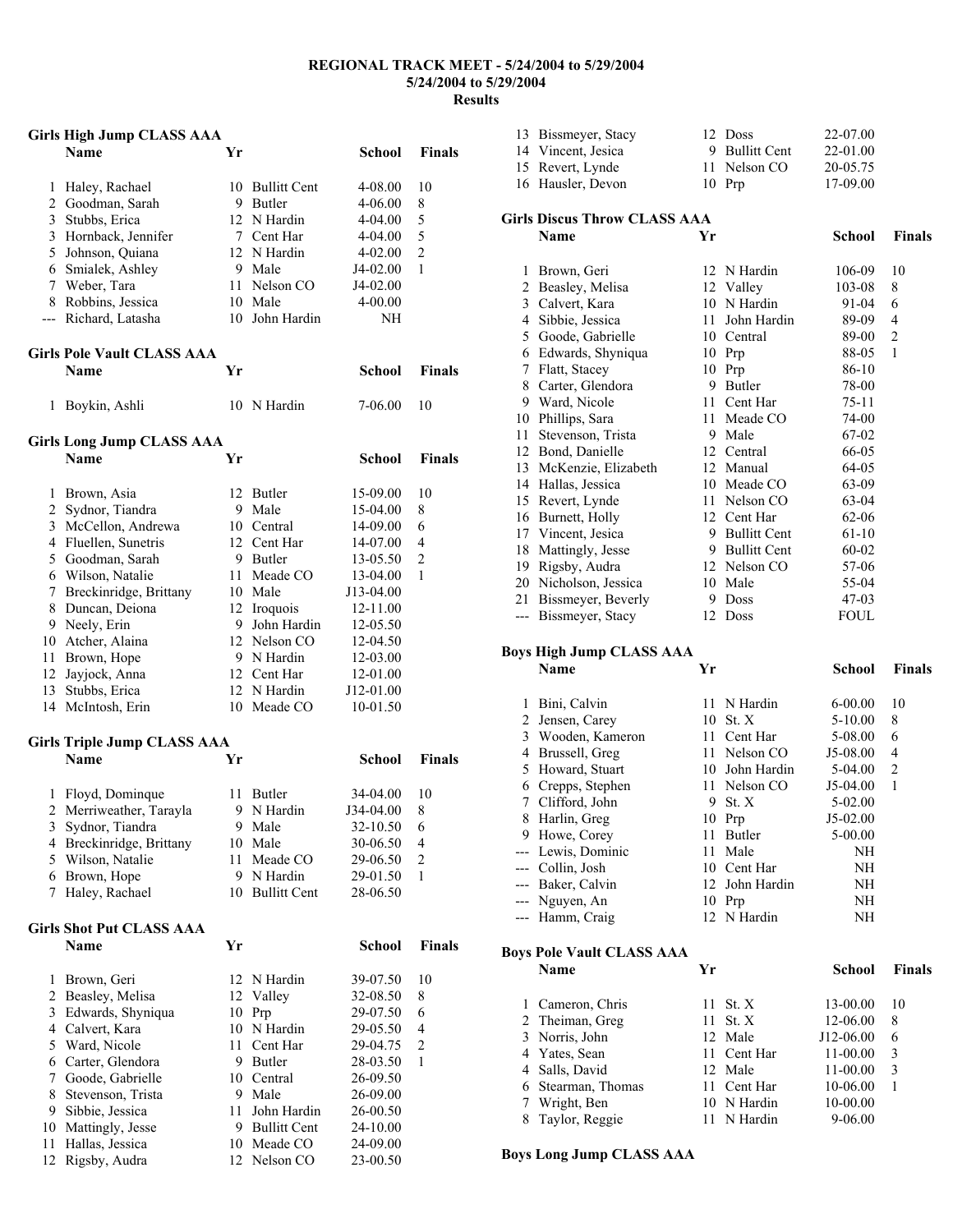# REGIONAL TRACK MEET - 5/24/2004 to 5/29/2004

**5/24/2004 to 5/29/2004**

**Results**

## Girls High Jump CLASS AAA

| | Name | Yr | School | Finals | |
|---|---|---|---|---|---|
| 1 | Haley, Rachael | 10 | Bullitt Cent | 4-08.00 | 10 |
| 2 | Goodman, Sarah | 9 | Butler | 4-06.00 | 8 |
| 3 | Stubbs, Erica | 12 | N Hardin | 4-04.00 | 5 |
| 3 | Hornback, Jennifer | 7 | Cent Har | 4-04.00 | 5 |
| 5 | Johnson, Quiana | 12 | N Hardin | 4-02.00 | 2 |
| 6 | Smialek, Ashley | 9 | Male | J4-02.00 | 1 |
| 7 | Weber, Tara | 11 | Nelson CO | J4-02.00 | |
| 8 | Robbins, Jessica | 10 | Male | 4-00.00 | |
| --- | Richard, Latasha | 10 | John Hardin | NH | |

## Girls Pole Vault CLASS AAA

| | Name | Yr | School | Finals | |
|---|---|---|---|---|---|
| 1 | Boykin, Ashli | 10 | N Hardin | 7-06.00 | 10 |

## Girls Long Jump CLASS AAA

| | Name | Yr | School | Finals | |
|---|---|---|---|---|---|
| 1 | Brown, Asia | 12 | Butler | 15-09.00 | 10 |
| 2 | Sydnor, Tiandra | 9 | Male | 15-04.00 | 8 |
| 3 | McCellon, Andrewa | 10 | Central | 14-09.00 | 6 |
| 4 | Fluellen, Sunetris | 12 | Cent Har | 14-07.00 | 4 |
| 5 | Goodman, Sarah | 9 | Butler | 13-05.50 | 2 |
| 6 | Wilson, Natalie | 11 | Meade CO | 13-04.00 | 1 |
| 7 | Breckinridge, Brittany | 10 | Male | J13-04.00 | |
| 8 | Duncan, Deiona | 12 | Iroquois | 12-11.00 | |
| 9 | Neely, Erin | 9 | John Hardin | 12-05.50 | |
| 10 | Atcher, Alaina | 12 | Nelson CO | 12-04.50 | |
| 11 | Brown, Hope | 9 | N Hardin | 12-03.00 | |
| 12 | Jayjock, Anna | 12 | Cent Har | 12-01.00 | |
| 13 | Stubbs, Erica | 12 | N Hardin | J12-01.00 | |
| 14 | McIntosh, Erin | 10 | Meade CO | 10-01.50 | |

## Girls Triple Jump CLASS AAA

| | Name | Yr | School | Finals | |
|---|---|---|---|---|---|
| 1 | Floyd, Dominque | 11 | Butler | 34-04.00 | 10 |
| 2 | Merriweather, Tarayla | 9 | N Hardin | J34-04.00 | 8 |
| 3 | Sydnor, Tiandra | 9 | Male | 32-10.50 | 6 |
| 4 | Breckinridge, Brittany | 10 | Male | 30-06.50 | 4 |
| 5 | Wilson, Natalie | 11 | Meade CO | 29-06.50 | 2 |
| 6 | Brown, Hope | 9 | N Hardin | 29-01.50 | 1 |
| 7 | Haley, Rachael | 10 | Bullitt Cent | 28-06.50 | |

## Girls Shot Put CLASS AAA

| | Name | Yr | School | Finals | |
|---|---|---|---|---|---|
| 1 | Brown, Geri | 12 | N Hardin | 39-07.50 | 10 |
| 2 | Beasley, Melisa | 12 | Valley | 32-08.50 | 8 |
| 3 | Edwards, Shyniqua | 10 | Prp | 29-07.50 | 6 |
| 4 | Calvert, Kara | 10 | N Hardin | 29-05.50 | 4 |
| 5 | Ward, Nicole | 11 | Cent Har | 29-04.75 | 2 |
| 6 | Carter, Glendora | 9 | Butler | 28-03.50 | 1 |
| 7 | Goode, Gabrielle | 10 | Central | 26-09.50 | |
| 8 | Stevenson, Trista | 9 | Male | 26-09.00 | |
| 9 | Sibbie, Jessica | 11 | John Hardin | 26-00.50 | |
| 10 | Mattingly, Jesse | 9 | Bullitt Cent | 24-10.00 | |
| 11 | Hallas, Jessica | 10 | Meade CO | 24-09.00 | |
| 12 | Rigsby, Audra | 12 | Nelson CO | 23-00.50 | |
| 13 | Bissmeyer, Stacy | 12 | Doss | 22-07.00 | |
| 14 | Vincent, Jesica | 9 | Bullitt Cent | 22-01.00 | |
| 15 | Revert, Lynde | 11 | Nelson CO | 20-05.75 | |
| 16 | Hausler, Devon | 10 | Prp | 17-09.00 | |

## Girls Discus Throw CLASS AAA

| | Name | Yr | School | Finals | |
|---|---|---|---|---|---|
| 1 | Brown, Geri | 12 | N Hardin | 106-09 | 10 |
| 2 | Beasley, Melisa | 12 | Valley | 103-08 | 8 |
| 3 | Calvert, Kara | 10 | N Hardin | 91-04 | 6 |
| 4 | Sibbie, Jessica | 11 | John Hardin | 89-09 | 4 |
| 5 | Goode, Gabrielle | 10 | Central | 89-00 | 2 |
| 6 | Edwards, Shyniqua | 10 | Prp | 88-05 | 1 |
| 7 | Flatt, Stacey | 10 | Prp | 86-10 | |
| 8 | Carter, Glendora | 9 | Butler | 78-00 | |
| 9 | Ward, Nicole | 11 | Cent Har | 75-11 | |
| 10 | Phillips, Sara | 11 | Meade CO | 74-00 | |
| 11 | Stevenson, Trista | 9 | Male | 67-02 | |
| 12 | Bond, Danielle | 12 | Central | 66-05 | |
| 13 | McKenzie, Elizabeth | 12 | Manual | 64-05 | |
| 14 | Hallas, Jessica | 10 | Meade CO | 63-09 | |
| 15 | Revert, Lynde | 11 | Nelson CO | 63-04 | |
| 16 | Burnett, Holly | 12 | Cent Har | 62-06 | |
| 17 | Vincent, Jesica | 9 | Bullitt Cent | 61-10 | |
| 18 | Mattingly, Jesse | 9 | Bullitt Cent | 60-02 | |
| 19 | Rigsby, Audra | 12 | Nelson CO | 57-06 | |
| 20 | Nicholson, Jessica | 10 | Male | 55-04 | |
| 21 | Bissmeyer, Beverly | 9 | Doss | 47-03 | |
| --- | Bissmeyer, Stacy | 12 | Doss | FOUL | |

## Boys High Jump CLASS AAA

| | Name | Yr | School | Finals | |
|---|---|---|---|---|---|
| 1 | Bini, Calvin | 11 | N Hardin | 6-00.00 | 10 |
| 2 | Jensen, Carey | 10 | St. X | 5-10.00 | 8 |
| 3 | Wooden, Kameron | 11 | Cent Har | 5-08.00 | 6 |
| 4 | Brussell, Greg | 11 | Nelson CO | J5-08.00 | 4 |
| 5 | Howard, Stuart | 10 | John Hardin | 5-04.00 | 2 |
| 6 | Crepps, Stephen | 11 | Nelson CO | J5-04.00 | 1 |
| 7 | Clifford, John | 9 | St. X | 5-02.00 | |
| 8 | Harlin, Greg | 10 | Prp | J5-02.00 | |
| 9 | Howe, Corey | 11 | Butler | 5-00.00 | |
| --- | Lewis, Dominic | 11 | Male | NH | |
| --- | Collin, Josh | 10 | Cent Har | NH | |
| --- | Baker, Calvin | 12 | John Hardin | NH | |
| --- | Nguyen, An | 10 | Prp | NH | |
| --- | Hamm, Craig | 12 | N Hardin | NH | |

## Boys Pole Vault CLASS AAA

| | Name | Yr | School | Finals | |
|---|---|---|---|---|---|
| 1 | Cameron, Chris | 11 | St. X | 13-00.00 | 10 |
| 2 | Theiman, Greg | 11 | St. X | 12-06.00 | 8 |
| 3 | Norris, John | 12 | Male | J12-06.00 | 6 |
| 4 | Yates, Sean | 11 | Cent Har | 11-00.00 | 3 |
| 4 | Salls, David | 12 | Male | 11-00.00 | 3 |
| 6 | Stearman, Thomas | 11 | Cent Har | 10-06.00 | 1 |
| 7 | Wright, Ben | 10 | N Hardin | 10-00.00 | |
| 8 | Taylor, Reggie | 11 | N Hardin | 9-06.00 | |

## Boys Long Jump CLASS AAA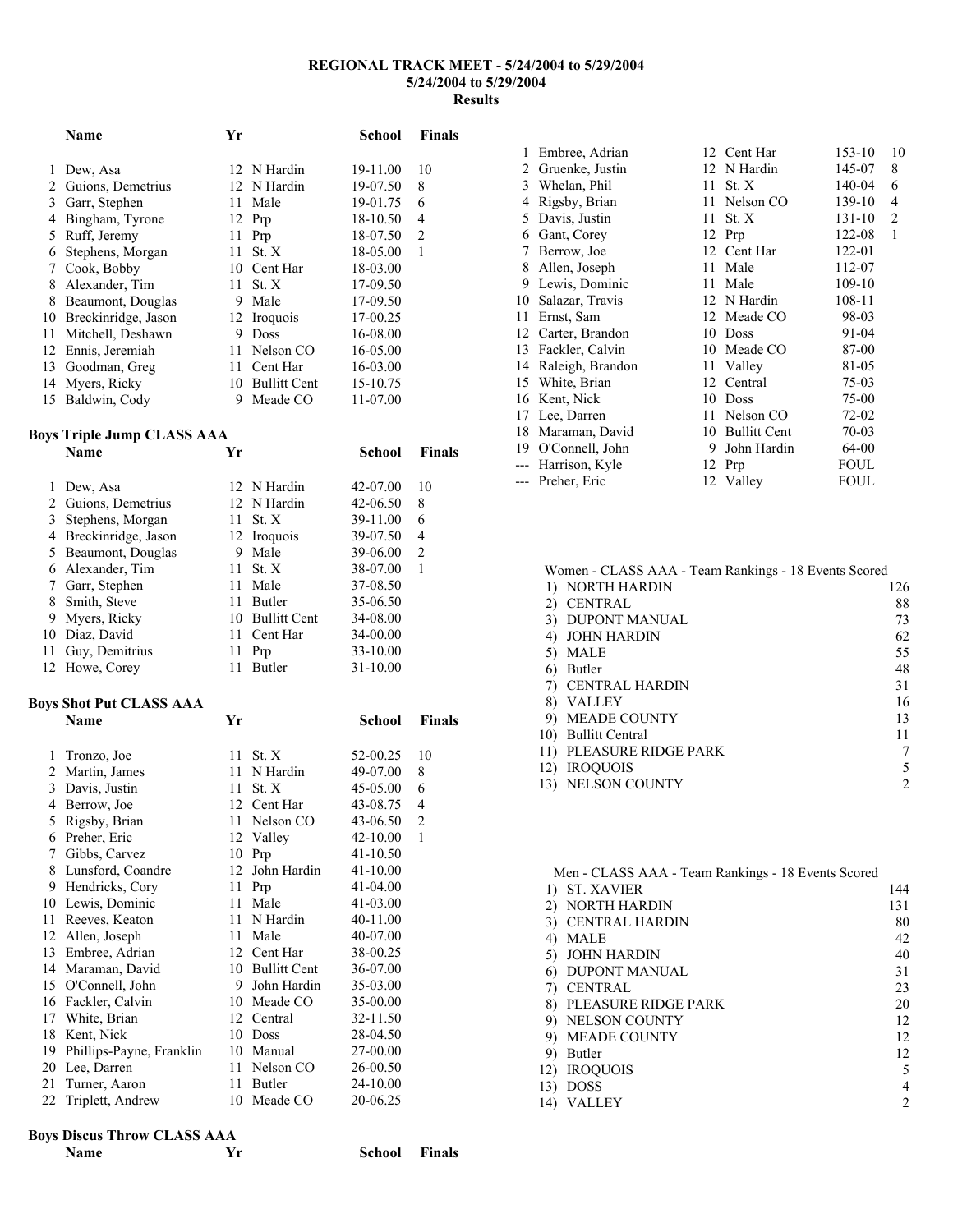**REGIONAL TRACK MEET - 5/24/2004 to 5/29/2004**
**5/24/2004 to 5/29/2004**
**Results**

| | Name | Yr | School | Finals | |
|---|---|---|---|---|---|
| 1 | Dew, Asa | 12 | N Hardin | 19-11.00 | 10 |
| 2 | Guions, Demetrius | 12 | N Hardin | 19-07.50 | 8 |
| 3 | Garr, Stephen | 11 | Male | 19-01.75 | 6 |
| 4 | Bingham, Tyrone | 12 | Prp | 18-10.50 | 4 |
| 5 | Ruff, Jeremy | 11 | Prp | 18-07.50 | 2 |
| 6 | Stephens, Morgan | 11 | St. X | 18-05.00 | 1 |
| 7 | Cook, Bobby | 10 | Cent Har | 18-03.00 | |
| 8 | Alexander, Tim | 11 | St. X | 17-09.50 | |
| 8 | Beaumont, Douglas | 9 | Male | 17-09.50 | |
| 10 | Breckinridge, Jason | 12 | Iroquois | 17-00.25 | |
| 11 | Mitchell, Deshawn | 9 | Doss | 16-08.00 | |
| 12 | Ennis, Jeremiah | 11 | Nelson CO | 16-05.00 | |
| 13 | Goodman, Greg | 11 | Cent Har | 16-03.00 | |
| 14 | Myers, Ricky | 10 | Bullitt Cent | 15-10.75 | |
| 15 | Baldwin, Cody | 9 | Meade CO | 11-07.00 | |

**Boys Triple Jump CLASS AAA**

| | Name | Yr | School | Finals | |
|---|---|---|---|---|---|
| 1 | Dew, Asa | 12 | N Hardin | 42-07.00 | 10 |
| 2 | Guions, Demetrius | 12 | N Hardin | 42-06.50 | 8 |
| 3 | Stephens, Morgan | 11 | St. X | 39-11.00 | 6 |
| 4 | Breckinridge, Jason | 12 | Iroquois | 39-07.50 | 4 |
| 5 | Beaumont, Douglas | 9 | Male | 39-06.00 | 2 |
| 6 | Alexander, Tim | 11 | St. X | 38-07.00 | 1 |
| 7 | Garr, Stephen | 11 | Male | 37-08.50 | |
| 8 | Smith, Steve | 11 | Butler | 35-06.50 | |
| 9 | Myers, Ricky | 10 | Bullitt Cent | 34-08.00 | |
| 10 | Diaz, David | 11 | Cent Har | 34-00.00 | |
| 11 | Guy, Demitrius | 11 | Prp | 33-10.00 | |
| 12 | Howe, Corey | 11 | Butler | 31-10.00 | |

**Boys Shot Put CLASS AAA**

| | Name | Yr | School | Finals | |
|---|---|---|---|---|---|
| 1 | Tronzo, Joe | 11 | St. X | 52-00.25 | 10 |
| 2 | Martin, James | 11 | N Hardin | 49-07.00 | 8 |
| 3 | Davis, Justin | 11 | St. X | 45-05.00 | 6 |
| 4 | Berrow, Joe | 12 | Cent Har | 43-08.75 | 4 |
| 5 | Rigsby, Brian | 11 | Nelson CO | 43-06.50 | 2 |
| 6 | Preher, Eric | 12 | Valley | 42-10.00 | 1 |
| 7 | Gibbs, Carvez | 10 | Prp | 41-10.50 | |
| 8 | Lunsford, Coandre | 12 | John Hardin | 41-10.00 | |
| 9 | Hendricks, Cory | 11 | Prp | 41-04.00 | |
| 10 | Lewis, Dominic | 11 | Male | 41-03.00 | |
| 11 | Reeves, Keaton | 11 | N Hardin | 40-11.00 | |
| 12 | Allen, Joseph | 11 | Male | 40-07.00 | |
| 13 | Embree, Adrian | 12 | Cent Har | 38-00.25 | |
| 14 | Maraman, David | 10 | Bullitt Cent | 36-07.00 | |
| 15 | O'Connell, John | 9 | John Hardin | 35-03.00 | |
| 16 | Fackler, Calvin | 10 | Meade CO | 35-00.00 | |
| 17 | White, Brian | 12 | Central | 32-11.50 | |
| 18 | Kent, Nick | 10 | Doss | 28-04.50 | |
| 19 | Phillips-Payne, Franklin | 10 | Manual | 27-00.00 | |
| 20 | Lee, Darren | 11 | Nelson CO | 26-00.50 | |
| 21 | Turner, Aaron | 11 | Butler | 24-10.00 | |
| 22 | Triplett, Andrew | 10 | Meade CO | 20-06.25 | |

**Boys Discus Throw CLASS AAA**

| | Name | Yr | School | Finals | |
|---|---|---|---|---|---|
| 1 | Embree, Adrian | 12 | Cent Har | 153-10 | 10 |
| 2 | Gruenke, Justin | 12 | N Hardin | 145-07 | 8 |
| 3 | Whelan, Phil | 11 | St. X | 140-04 | 6 |
| 4 | Rigsby, Brian | 11 | Nelson CO | 139-10 | 4 |
| 5 | Davis, Justin | 11 | St. X | 131-10 | 2 |
| 6 | Gant, Corey | 12 | Prp | 122-08 | 1 |
| 7 | Berrow, Joe | 12 | Cent Har | 122-01 | |
| 8 | Allen, Joseph | 11 | Male | 112-07 | |
| 9 | Lewis, Dominic | 11 | Male | 109-10 | |
| 10 | Salazar, Travis | 12 | N Hardin | 108-11 | |
| 11 | Ernst, Sam | 12 | Meade CO | 98-03 | |
| 12 | Carter, Brandon | 10 | Doss | 91-04 | |
| 13 | Fackler, Calvin | 10 | Meade CO | 87-00 | |
| 14 | Raleigh, Brandon | 11 | Valley | 81-05 | |
| 15 | White, Brian | 12 | Central | 75-03 | |
| 16 | Kent, Nick | 10 | Doss | 75-00 | |
| 17 | Lee, Darren | 11 | Nelson CO | 72-02 | |
| 18 | Maraman, David | 10 | Bullitt Cent | 70-03 | |
| 19 | O'Connell, John | 9 | John Hardin | 64-00 | |
| --- | Harrison, Kyle | 12 | Prp | FOUL | |
| --- | Preher, Eric | 12 | Valley | FOUL | |

Women - CLASS AAA - Team Rankings - 18 Events Scored

| | | |
|---|---|---|
| 1) | NORTH HARDIN | 126 |
| 2) | CENTRAL | 88 |
| 3) | DUPONT MANUAL | 73 |
| 4) | JOHN HARDIN | 62 |
| 5) | MALE | 55 |
| 6) | Butler | 48 |
| 7) | CENTRAL HARDIN | 31 |
| 8) | VALLEY | 16 |
| 9) | MEADE COUNTY | 13 |
| 10) | Bullitt Central | 11 |
| 11) | PLEASURE RIDGE PARK | 7 |
| 12) | IROQUOIS | 5 |
| 13) | NELSON COUNTY | 2 |

Men - CLASS AAA - Team Rankings - 18 Events Scored

| | | |
|---|---|---|
| 1) | ST. XAVIER | 144 |
| 2) | NORTH HARDIN | 131 |
| 3) | CENTRAL HARDIN | 80 |
| 4) | MALE | 42 |
| 5) | JOHN HARDIN | 40 |
| 6) | DUPONT MANUAL | 31 |
| 7) | CENTRAL | 23 |
| 8) | PLEASURE RIDGE PARK | 20 |
| 9) | NELSON COUNTY | 12 |
| 9) | MEADE COUNTY | 12 |
| 9) | Butler | 12 |
| 12) | IROQUOIS | 5 |
| 13) | DOSS | 4 |
| 14) | VALLEY | 2 |